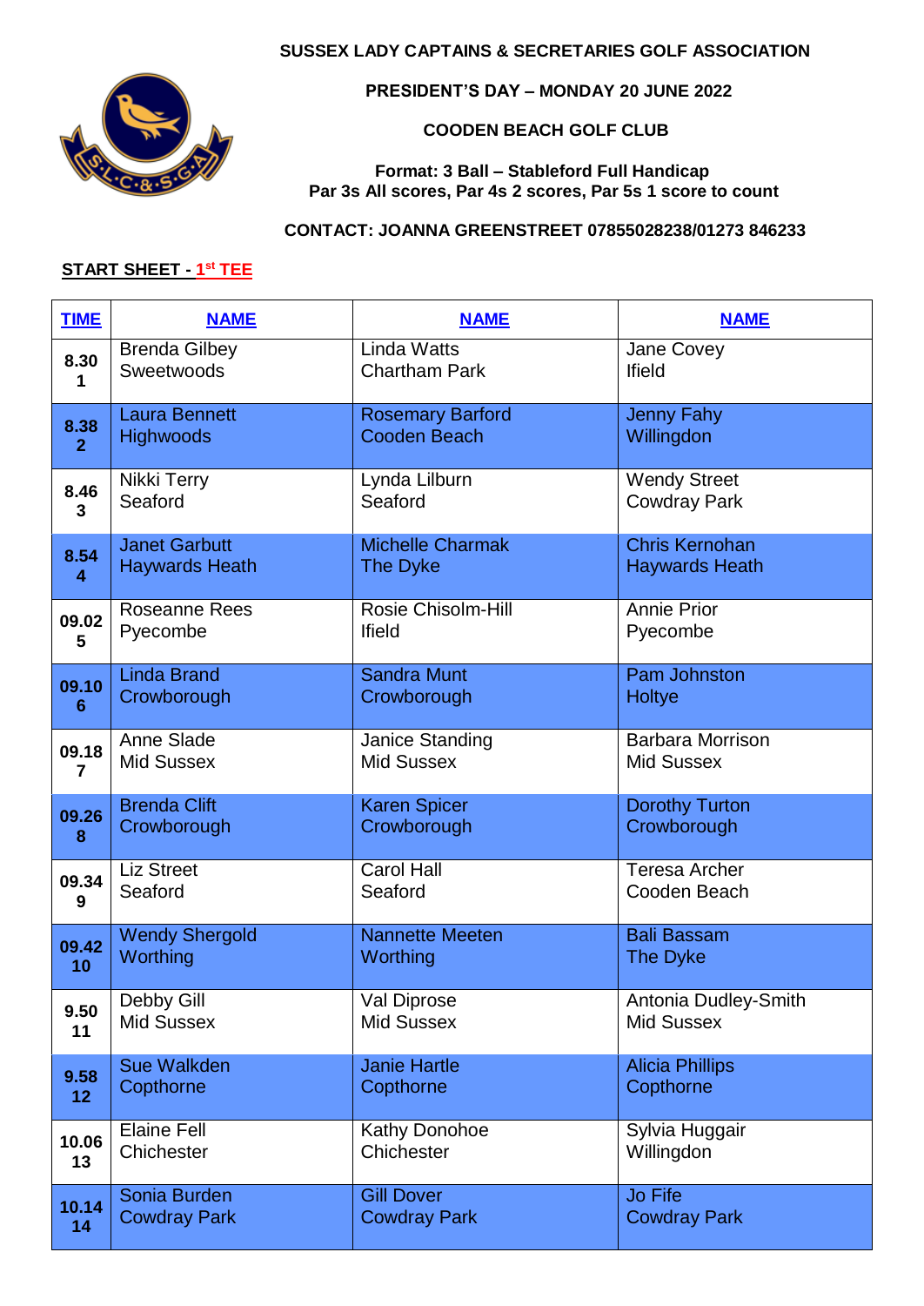**SUSSEX LADY CAPTAINS & SECRETARIES GOLF ASSOCIATION**

**PRESIDENT'S DAY – MONDAY 20 JUNE 2022**

**COODEN BEACH GOLF CLUB**

**Format: 3 Ball – Stableford Full Handicap**
**Par 3s All scores, Par 4s 2 scores, Par 5s 1 score to count**

**CONTACT: JOANNA GREENSTREET 07855028238/01273 846233**

**START SHEET - 1st TEE**

| TIME | NAME | NAME | NAME |
|---|---|---|---|
| 8.30 1 | Brenda Gilbey Sweetwoods | Linda Watts Chartham Park | Jane Covey Ifield |
| 8.38 2 | Laura Bennett Highwoods | Rosemary Barford Cooden Beach | Jenny Fahy Willingdon |
| 8.46 3 | Nikki Terry Seaford | Lynda Lilburn Seaford | Wendy Street Cowdray Park |
| 8.54 4 | Janet Garbutt Haywards Heath | Michelle Charmak The Dyke | Chris Kernohan Haywards Heath |
| 09.02 5 | Roseanne Rees Pyecombe | Rosie Chisolm-Hill Ifield | Annie Prior Pyecombe |
| 09.10 6 | Linda Brand Crowborough | Sandra Munt Crowborough | Pam Johnston Holtye |
| 09.18 7 | Anne Slade Mid Sussex | Janice Standing Mid Sussex | Barbara Morrison Mid Sussex |
| 09.26 8 | Brenda Clift Crowborough | Karen Spicer Crowborough | Dorothy Turton Crowborough |
| 09.34 9 | Liz Street Seaford | Carol Hall Seaford | Teresa Archer Cooden Beach |
| 09.42 10 | Wendy Shergold Worthing | Nannette Meeten Worthing | Bali Bassam The Dyke |
| 9.50 11 | Debby Gill Mid Sussex | Val Diprose Mid Sussex | Antonia Dudley-Smith Mid Sussex |
| 9.58 12 | Sue Walkden Copthorne | Janie Hartle Copthorne | Alicia Phillips Copthorne |
| 10.06 13 | Elaine Fell Chichester | Kathy Donohoe Chichester | Sylvia Huggair Willingdon |
| 10.14 14 | Sonia Burden Cowdray Park | Gill Dover Cowdray Park | Jo Fife Cowdray Park |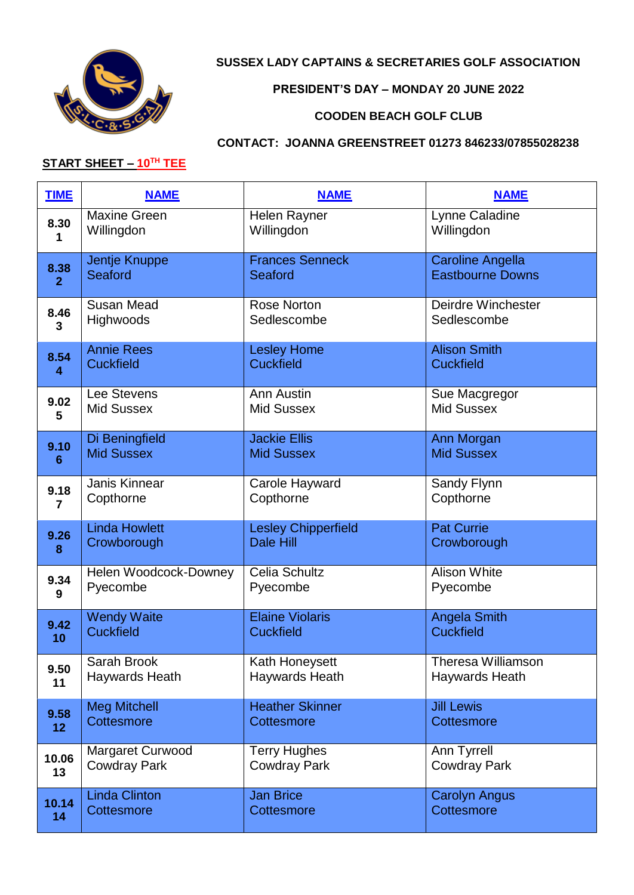**SUSSEX LADY CAPTAINS & SECRETARIES GOLF ASSOCIATION**

**PRESIDENT'S DAY – MONDAY 20 JUNE 2022**

**COODEN BEACH GOLF CLUB**

**CONTACT: JOANNA GREENSTREET 01273 846233/07855028238**

**START SHEET – 10TH TEE**

| TIME | NAME | NAME | NAME |
|---|---|---|---|
| 8.30 1 | Maxine Green Willingdon | Helen Rayner Willingdon | Lynne Caladine Willingdon |
| 8.38 2 | Jentje Knuppe Seaford | Frances Senneck Seaford | Caroline Angella Eastbourne Downs |
| 8.46 3 | Susan Mead Highwoods | Rose Norton Sedlescombe | Deirdre Winchester Sedlescombe |
| 8.54 4 | Annie Rees Cuckfield | Lesley Home Cuckfield | Alison Smith Cuckfield |
| 9.02 5 | Lee Stevens Mid Sussex | Ann Austin Mid Sussex | Sue Macgregor Mid Sussex |
| 9.10 6 | Di Beningfield Mid Sussex | Jackie Ellis Mid Sussex | Ann Morgan Mid Sussex |
| 9.18 7 | Janis Kinnear Copthorne | Carole Hayward Copthorne | Sandy Flynn Copthorne |
| 9.26 8 | Linda Howlett Crowborough | Lesley Chipperfield Dale Hill | Pat Currie Crowborough |
| 9.34 9 | Helen Woodcock-Downey Pyecombe | Celia Schultz Pyecombe | Alison White Pyecombe |
| 9.42 10 | Wendy Waite Cuckfield | Elaine Violaris Cuckfield | Angela Smith Cuckfield |
| 9.50 11 | Sarah Brook Haywards Heath | Kath Honeysett Haywards Heath | Theresa Williamson Haywards Heath |
| 9.58 12 | Meg Mitchell Cottesmore | Heather Skinner Cottesmore | Jill Lewis Cottesmore |
| 10.06 13 | Margaret Curwood Cowdray Park | Terry Hughes Cowdray Park | Ann Tyrrell Cowdray Park |
| 10.14 14 | Linda Clinton Cottesmore | Jan Brice Cottesmore | Carolyn Angus Cottesmore |